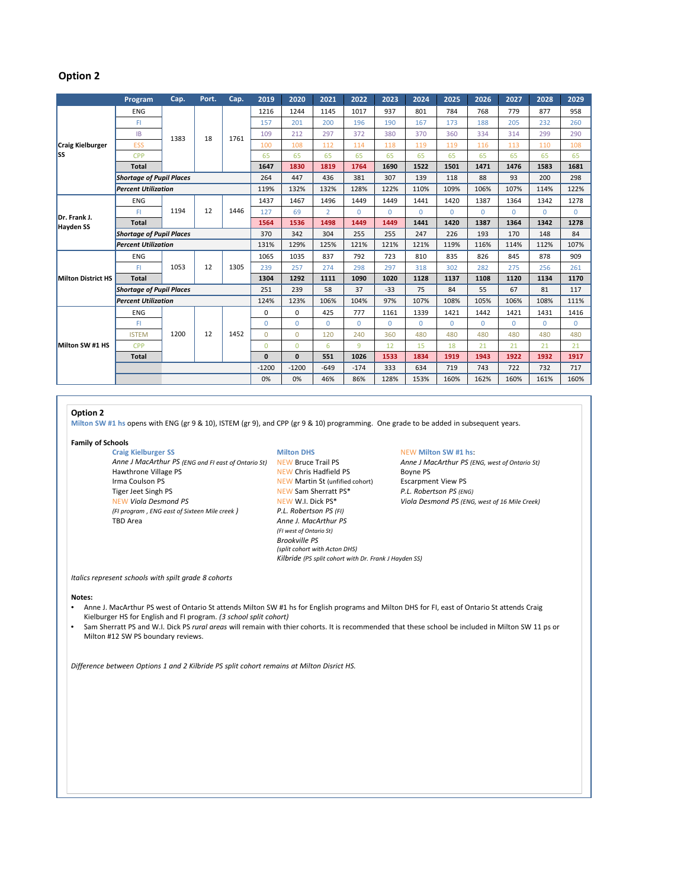## Option 2

| | Program | Cap. | Port. | Cap. | 2019 | 2020 | 2021 | 2022 | 2023 | 2024 | 2025 | 2026 | 2027 | 2028 | 2029 |
|---|---|---|---|---|---|---|---|---|---|---|---|---|---|---|---|
| **Craig Kielburger SS** | ENG | 1383 | 18 | 1761 | 1216 | 1244 | 1145 | 1017 | 937 | 801 | 784 | 768 | 779 | 877 | 958 |
| | FI | | | | 157 | 201 | 200 | 196 | 190 | 167 | 173 | 188 | 205 | 232 | 260 |
| | IB | | | | 109 | 212 | 297 | 372 | 380 | 370 | 360 | 334 | 314 | 299 | 290 |
| | ESS | | | | 100 | 108 | 112 | 114 | 118 | 119 | 119 | 116 | 113 | 110 | 108 |
| | CPP | | | | 65 | 65 | 65 | 65 | 65 | 65 | 65 | 65 | 65 | 65 | 65 |
| | **Total** | | | | **1647** | **1830** | **1819** | **1764** | **1690** | **1522** | **1501** | **1471** | **1476** | **1583** | **1681** |
| | ***Shortage of Pupil Places*** | | | | 264 | 447 | 436 | 381 | 307 | 139 | 118 | 88 | 93 | 200 | 298 |
| | ***Percent Utilization*** | | | | 119% | 132% | 132% | 128% | 122% | 110% | 109% | 106% | 107% | 114% | 122% |
| **Dr. Frank J. Hayden SS** | ENG | 1194 | 12 | 1446 | 1437 | 1467 | 1496 | 1449 | 1449 | 1441 | 1420 | 1387 | 1364 | 1342 | 1278 |
| | FI | | | | 127 | 69 | 2 | 0 | 0 | 0 | 0 | 0 | 0 | 0 | 0 |
| | **Total** | | | | **1564** | **1536** | **1498** | **1449** | **1449** | **1441** | **1420** | **1387** | **1364** | **1342** | **1278** |
| | ***Shortage of Pupil Places*** | | | | 370 | 342 | 304 | 255 | 255 | 247 | 226 | 193 | 170 | 148 | 84 |
| | ***Percent Utilization*** | | | | 131% | 129% | 125% | 121% | 121% | 121% | 119% | 116% | 114% | 112% | 107% |
| **Milton District HS** | ENG | 1053 | 12 | 1305 | 1065 | 1035 | 837 | 792 | 723 | 810 | 835 | 826 | 845 | 878 | 909 |
| | FI | | | | 239 | 257 | 274 | 298 | 297 | 318 | 302 | 282 | 275 | 256 | 261 |
| | **Total** | | | | **1304** | **1292** | **1111** | **1090** | **1020** | **1128** | **1137** | **1108** | **1120** | **1134** | **1170** |
| | ***Shortage of Pupil Places*** | | | | 251 | 239 | 58 | 37 | -33 | 75 | 84 | 55 | 67 | 81 | 117 |
| | ***Percent Utilization*** | | | | 124% | 123% | 106% | 104% | 97% | 107% | 108% | 105% | 106% | 108% | 111% |
| **Milton SW #1 HS** | ENG | 1200 | 12 | 1452 | 0 | 0 | 425 | 777 | 1161 | 1339 | 1421 | 1442 | 1421 | 1431 | 1416 |
| | FI | | | | 0 | 0 | 0 | 0 | 0 | 0 | 0 | 0 | 0 | 0 | 0 |
| | ISTEM | | | | 0 | 0 | 120 | 240 | 360 | 480 | 480 | 480 | 480 | 480 | 480 |
| | CPP | | | | 0 | 0 | 6 | 9 | 12 | 15 | 18 | 21 | 21 | 21 | 21 |
| | **Total** | | | | **0** | **0** | **551** | **1026** | **1533** | **1834** | **1919** | **1943** | **1922** | **1932** | **1917** |
| | | | | | -1200 | -1200 | -649 | -174 | 333 | 634 | 719 | 743 | 722 | 732 | 717 |
| | | | | | 0% | 0% | 46% | 86% | 128% | 153% | 160% | 162% | 160% | 161% | 160% |

**Option 2**

Milton SW #1 hs opens with ENG (gr 9 & 10), ISTEM (gr 9), and CPP (gr 9 & 10) programming. One grade to be added in subsequent years.

**Family of Schools**

**Craig Kielburger SS**
- *Anne J MacArthur PS* *(ENG and FI east of Ontario St)*
- Hawthrone Village PS
- Irma Coulson PS
- Tiger Jeet Singh PS
- NEW *Viola Desmond PS*
- *(FI program , ENG east of Sixteen Mile creek )*
- TBD Area

**Milton DHS**
- NEW Bruce Trail PS
- NEW Chris Hadfield PS
- NEW Martin St (unfified cohort)
- NEW Sam Sherratt PS*
- NEW W.I. Dick PS*
- *P.L. Robertson PS (FI)*
- *Anne J. MacArthur PS*
- *(FI west of Ontario St)*
- *Brookville PS*
- *(split cohort with Acton DHS)*
- *Kilbride (PS split cohort with Dr. Frank J Hayden SS)*

**NEW Milton SW #1 hs:**
- *Anne J MacArthur PS (ENG, west of Ontario St)*
- Boyne PS
- Escarpment View PS
- *P.L. Robertson PS (ENG)*
- *Viola Desmond PS (ENG, west of 16 Mile Creek)*

*Italics represent schools with spilt grade 8 cohorts*

**Notes:**
- Anne J. MacArthur PS west of Ontario St attends Milton SW #1 hs for English programs and Milton DHS for FI, east of Ontario St attends Craig Kielburger HS for English and FI program. *(3 school split cohort)*
- Sam Sherratt PS and W.I. Dick PS *rural areas* will remain with thier cohorts. It is recommended that these school be included in Milton SW 11 ps or Milton #12 SW PS boundary reviews.

*Difference between Options 1 and 2 Kilbride PS split cohort remains at Milton Disrict HS.*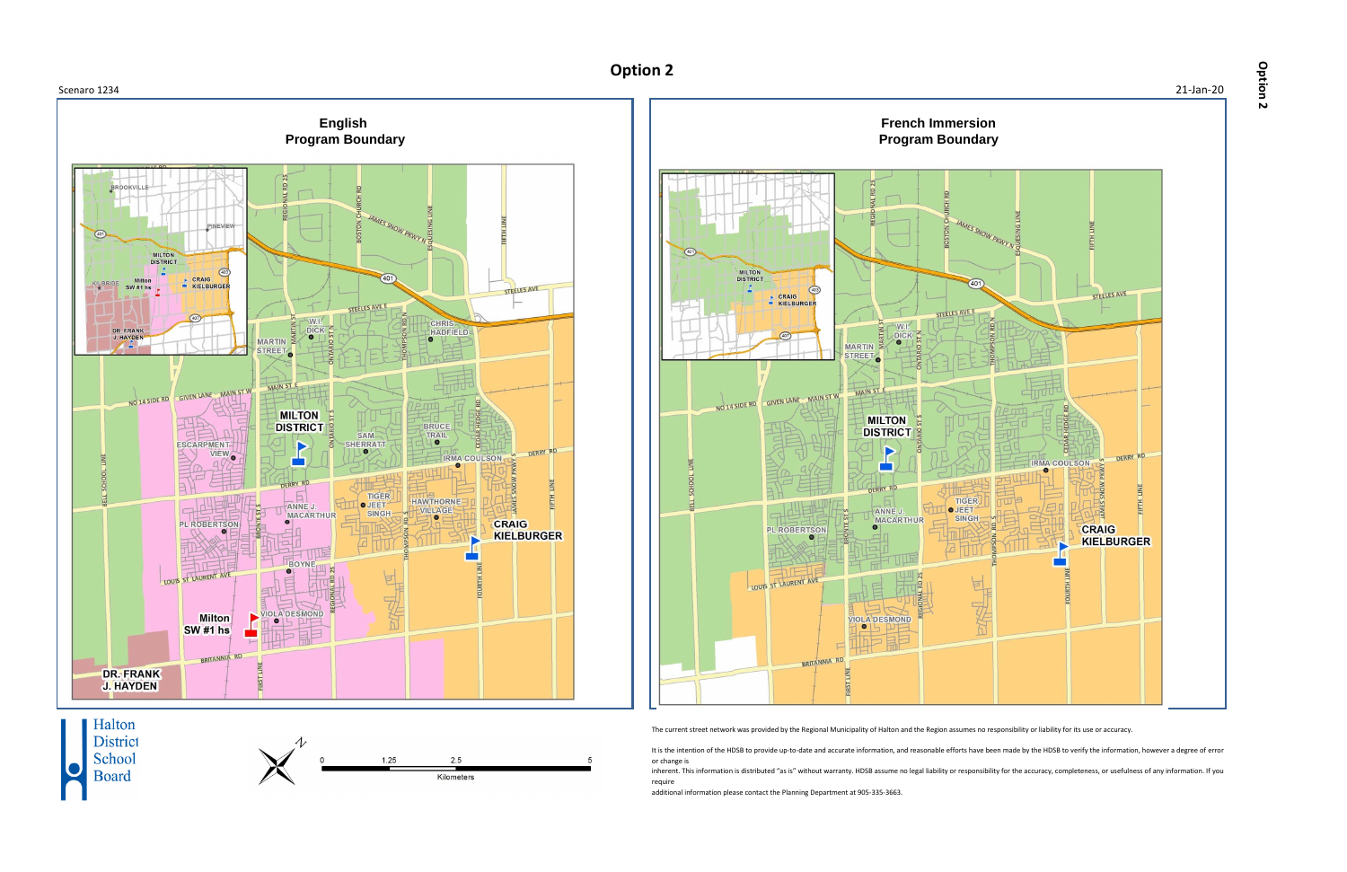# Option 2

Scenaro 1234

21-Jan-20

## English Program Boundary

## French Immersion Program Boundary

0 1.25 2.5 5

Kilometers

Halton District School Board

The current street network was provided by the Regional Municipality of Halton and the Region assumes no responsibility or liability for its use or accuracy.

It is the intention of the HDSB to provide up-to-date and accurate information, and reasonable efforts have been made by the HDSB to verify the information, however a degree of error or change is inherent. This information is distributed "as is" without warranty. HDSB assume no legal liability or responsibility for the accuracy, completeness, or usefulness of any information. If you require additional information please contact the Planning Department at 905-335-3663.